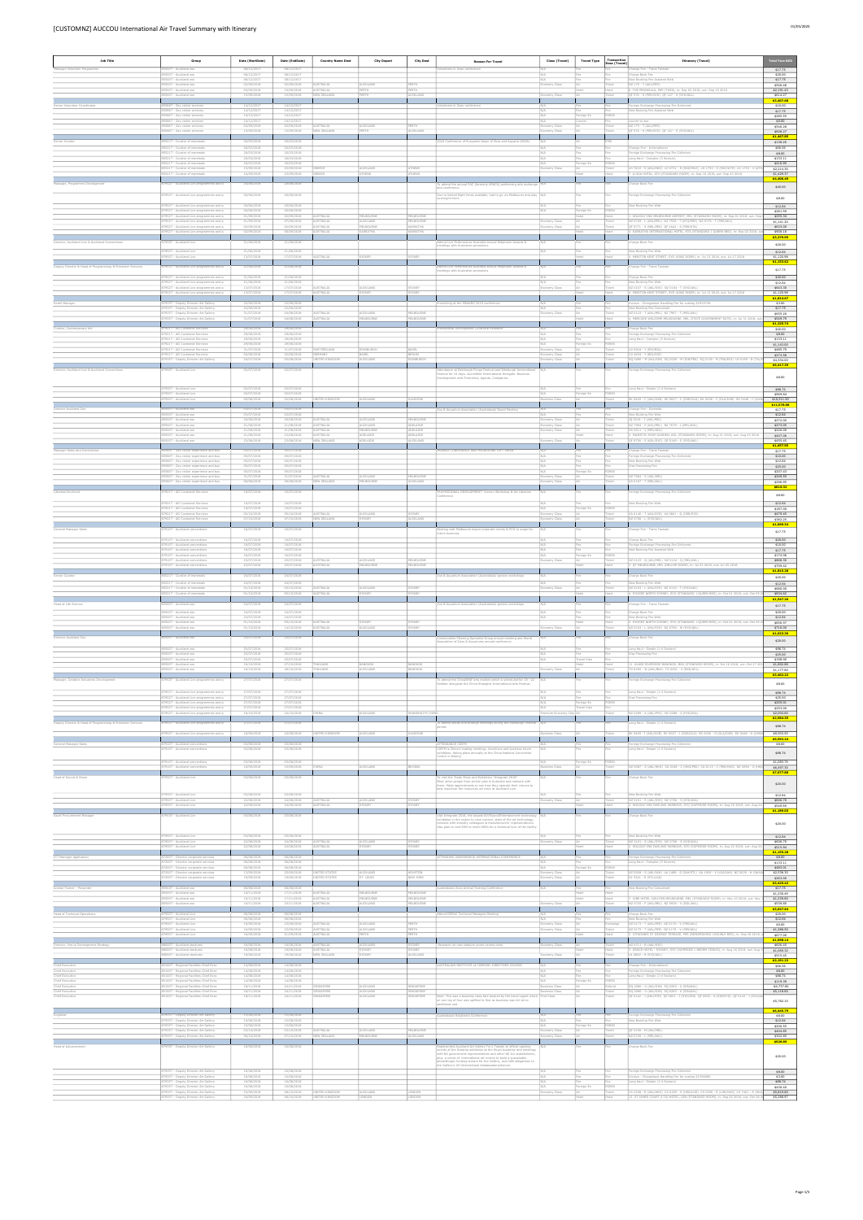# [CUSTOMNZ] AUCCOU International Air Travel Summary with Itinerary

| Job Title | Group | Date (StartDate) | Date (EndDate) | Country Name Dest | City Depart | City Dest | Reason For Travel | Class (Travel) | Travel Type | Transaction Desc (Travel) | Itinerary (Travel) | Total Fare NZD |
|---|---|---|---|---|---|---|---|---|---|---|---|---|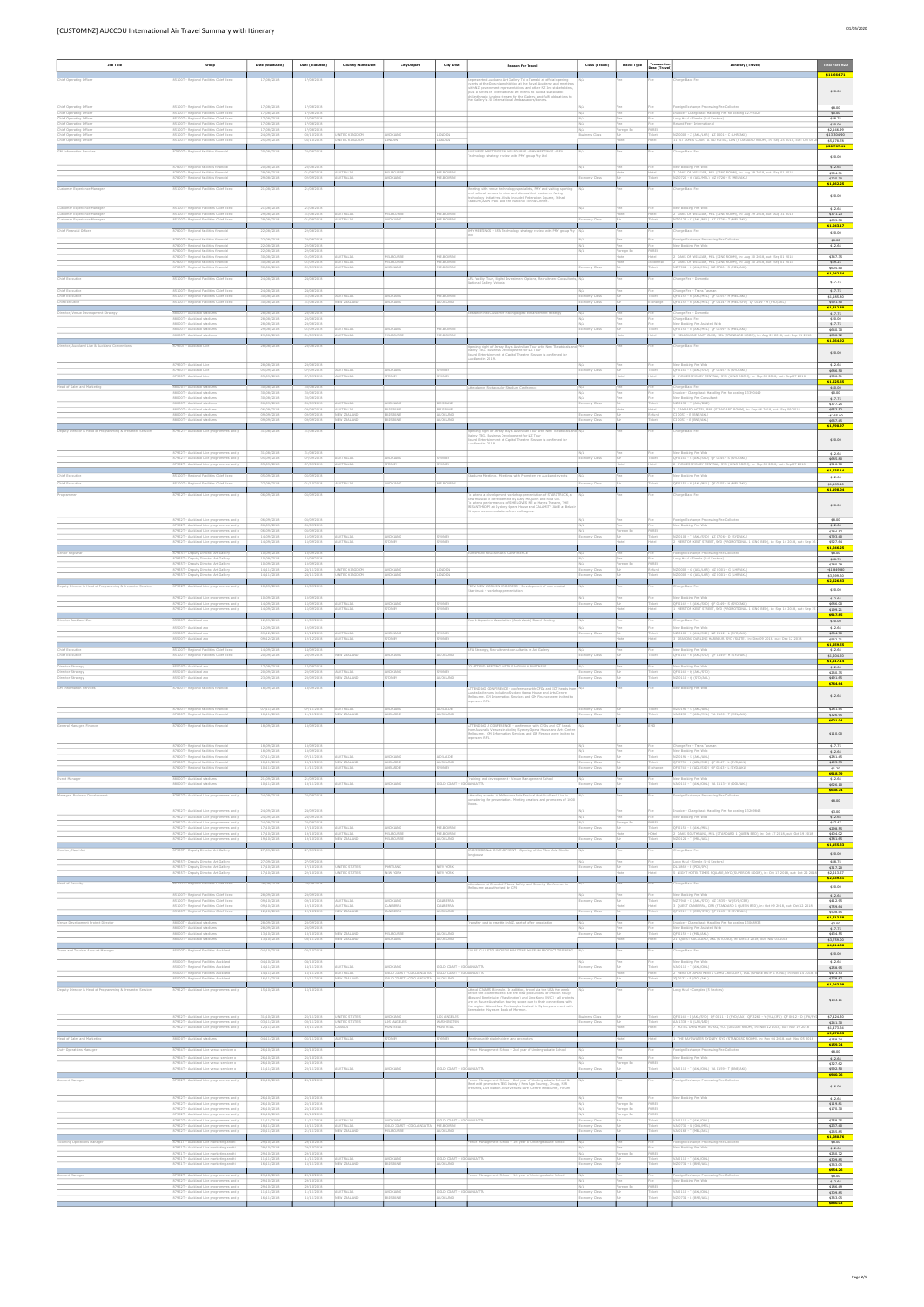| Job Title | Group | Date (StartDate) | Date (EndDate) | Country Name Dest | City Depart | City Dest | Reason For Travel | Class (Travel) | Travel Type | Transaction Base (Travel) | Itinerary (Travel) | Total Fare NZD |
|---|---|---|---|---|---|---|---|---|---|---|---|---|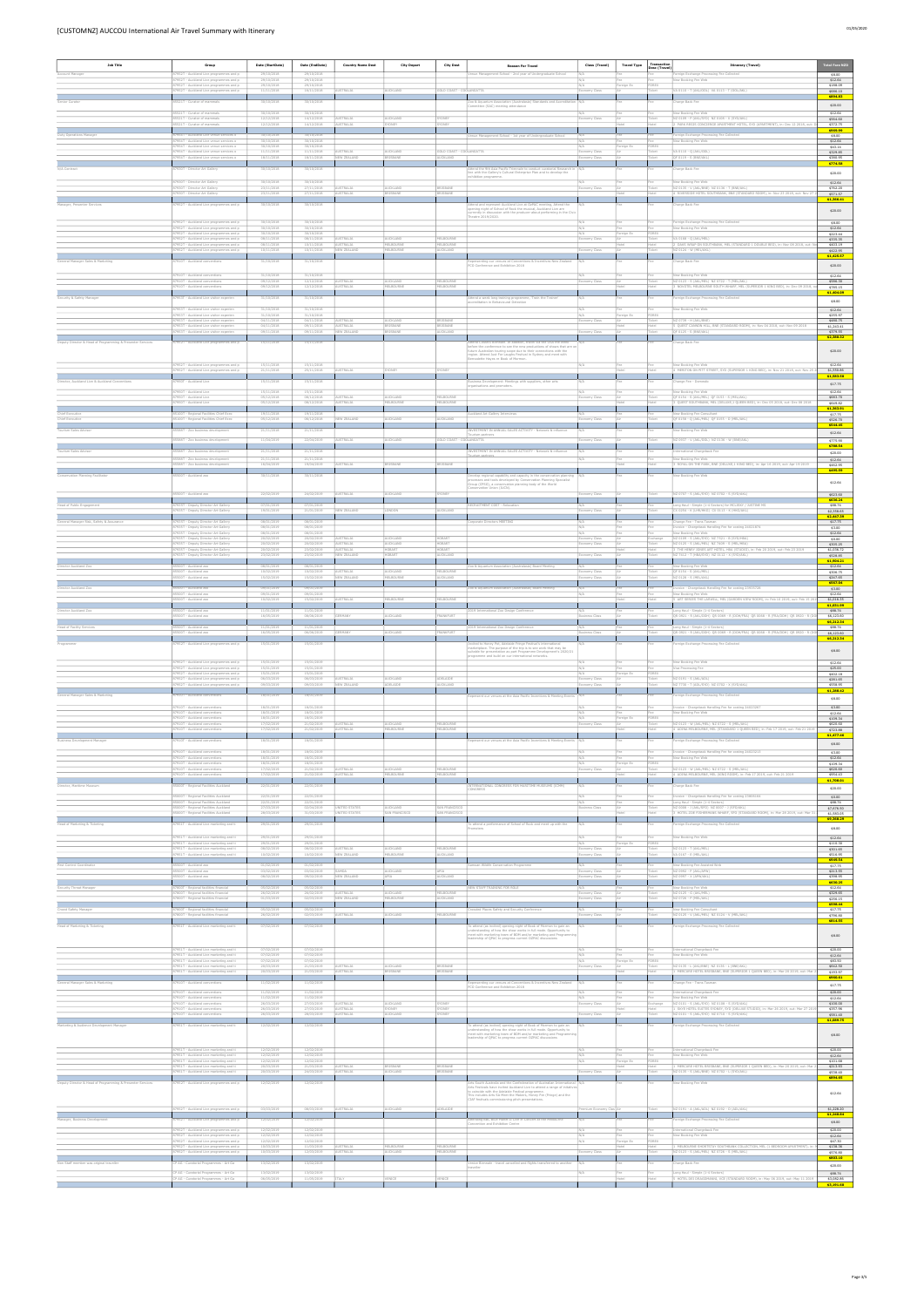| Job Title | Group | Date (StartDate) | Date (EndDate) | Country Name Dest | City Depart | City Dest | Reason For Travel | Class (Travel) | Travel Type | Transaction Base (Travel) | Itinerary (Travel) | Total Fare NZD |
|---|---|---|---|---|---|---|---|---|---|---|---|---|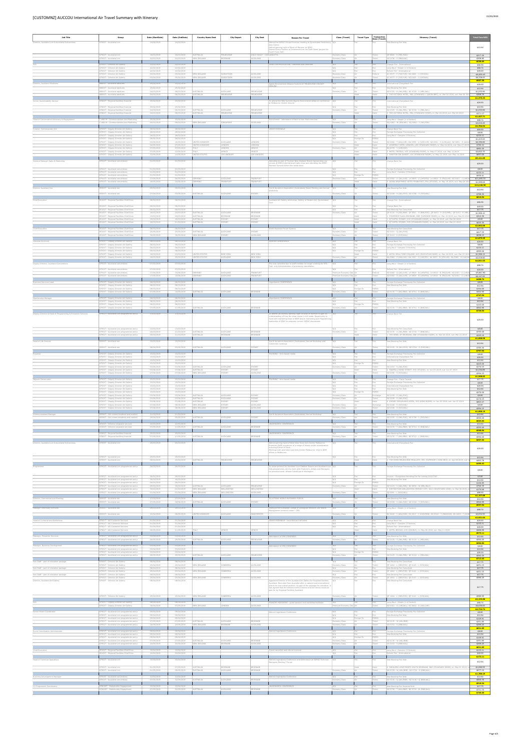| Job Title | Group | Date (StartDate) | Date (EndDate) | Country Name Dest | City Depart | City Dest | Reason For Travel | Class (Travel) | Travel Type | Transaction Desc (Travel) | Itinerary (Travel) | Total Fare NZD |
|---|---|---|---|---|---|---|---|---|---|---|---|---|
| Director, Auckland Live & Auckland Conventions | RFW037 - Auckland Live | 19/02/2019 | 19/02/2019 | | | | Attend the CAPAC Group Directors meeting at Queensland Performing Arts Centre. Attend opening night of Book of Mormon at QPAC. Assess Flying Fruit Fly Circus at the Gold Coast (project for Tupua Toona Hall) | N/A | Fee | Fee | New Booking Fee Web | $12.84 |
| | RFW037 - Auckland Live | 19/03/2019 | 19/03/2019 | AUSTRALIA | MELBOURNE | GOLD COAST - COOLANGATTA | | Economy Class | Air | Ticket | | $317.29 |
| | RFW037 - Auckland Live | 22/03/2019 | 22/03/2019 | NEW ZEALAND | BRISBANE | AUCKLAND | | Economy Class | Air | Ticket | | $306.48 |
| | | | | | | | | | | | | **$636.61** |
| Chief Executive | RFW037 - Regional Facilities Chief Exec | 06/03/2019 | 06/03/2019 | | | | | N/A | Fee | Fee | Change Fee - International | $58.56 |
| | | | | | | | | | | | | **$818.94** |
| | | | | | | | | | | | | **$1,862.08** |
| | | | | | | | | | | | | **$6,861.03** |
| | | | | | | | | | | | | **$1,608.78** |
| | | | | | | | | | | | | **$1,668.23** |
| | | | | | | | | | | | | **$2,133.88** |
| | | | | | | | | | | | | **$4,734.76** |
| | | | | | | | | | | | | **$1,388.29** |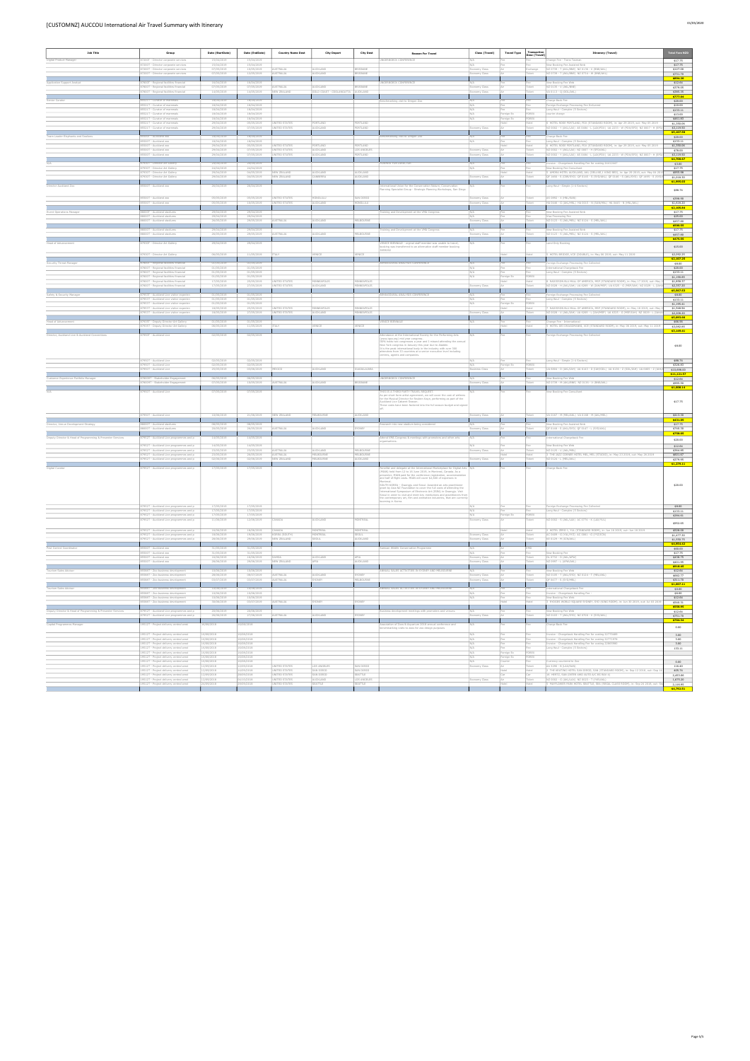# [CUSTOMNZ] AUCCOU International Air Travel Summary with Itinerary

01/05/2020

| Job Title | Group | Date (StartDate) | Date (EndDate) | Country Name Dest | City Depart | City Dest | Reason For Travel | Class (Travel) | Travel Type | Transaction Desc (Travel) | Itinerary (Travel) | Total Fare NZD |
|---|---|---|---|---|---|---|---|---|---|---|---|---|